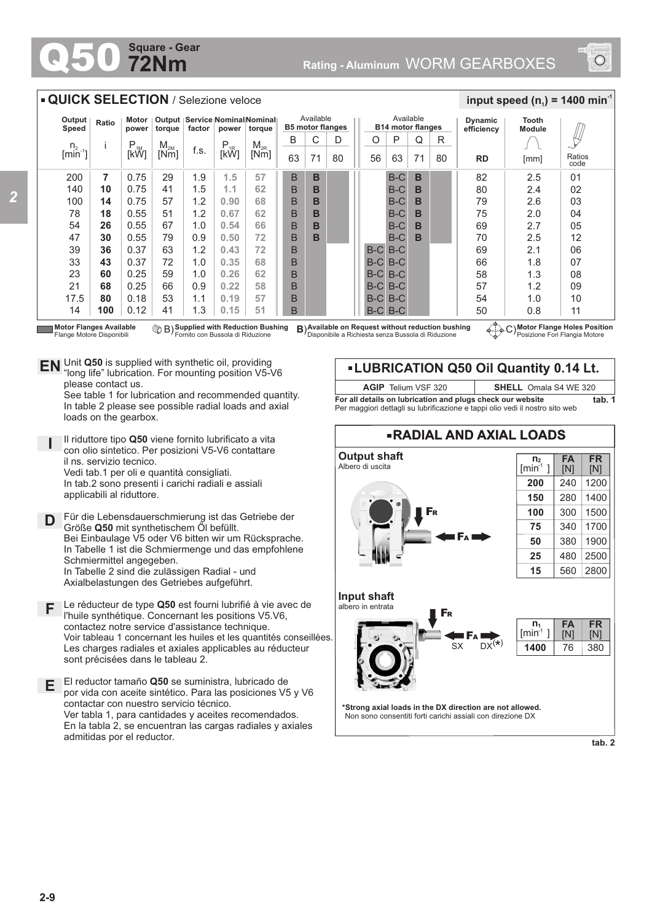# Q50 Square - Gear 72Nm

Rating - Aluminum WORM GEARBOXES

## QUICK SELECTION / Selezione veloce

input speed ($n_1$) = 1400 min$^{-1}$

| Output Speed $n_2$ [min$^{-1}$] | Ratio i | Motor power $P_{1M}$ [kW] | Output torque $M_{2M}$ [Nm] | Service factor f.s. | Nominal power $P_{1R}$ [kW] | Nominal torque $M_{2R}$ [Nm] | Available B5 motor flanges B 63 | C 71 | D 80 | Available B14 motor flanges O 56 | P 63 | Q 71 | R 80 | Dynamic efficiency RD | Tooth Module [mm] | Ratios code |
|---|---|---|---|---|---|---|---|---|---|---|---|---|---|---|---|---|
| 200 | **7** | 0.75 | 29 | 1.9 | **1.5** | **57** | B | **B** | | | B-C | **B** | | 82 | 2.5 | 01 |
| 140 | **10** | 0.75 | 41 | 1.5 | **1.1** | **62** | B | **B** | | | B-C | **B** | | 80 | 2.4 | 02 |
| 100 | **14** | 0.75 | 57 | 1.2 | **0.90** | **68** | B | **B** | | | B-C | **B** | | 79 | 2.6 | 03 |
| 78 | **18** | 0.55 | 51 | 1.2 | **0.67** | **62** | B | **B** | | | B-C | **B** | | 75 | 2.0 | 04 |
| 54 | **26** | 0.55 | 67 | 1.0 | **0.54** | **66** | B | **B** | | | B-C | **B** | | 69 | 2.7 | 05 |
| 47 | **30** | 0.55 | 79 | 0.9 | **0.50** | **72** | B | **B** | | | B-C | **B** | | 70 | 2.5 | 12 |
| 39 | **36** | 0.37 | 63 | 1.2 | **0.43** | **72** | B | | | B-C | B-C | | | 69 | 2.1 | 06 |
| 33 | **43** | 0.37 | 72 | 1.0 | **0.35** | **68** | B | | | B-C | B-C | | | 66 | 1.8 | 07 |
| 23 | **60** | 0.25 | 59 | 1.0 | **0.26** | **62** | B | | | B-C | B-C | | | 58 | 1.3 | 08 |
| 21 | **68** | 0.25 | 66 | 0.9 | **0.22** | **58** | B | | | B-C | B-C | | | 57 | 1.2 | 09 |
| 17.5 | **80** | 0.18 | 53 | 1.1 | **0.19** | **57** | B | | | B-C | B-C | | | 54 | 1.0 | 10 |
| 14 | **100** | 0.12 | 41 | 1.3 | **0.15** | **51** | B | | | B-C | B-C | | | 50 | 0.8 | 11 |

**Motor Flanges Available** / Flange Motore Disponibili — B) **Supplied with Reduction Bushing** / Fornito con Bussola di Riduzione — **B)** **Available on Request without reduction bushing** / Disponibile a Richiesta senza Bussola di Riduzione — C) **Motor Flange Holes Position** / Posizione Fori Flangia Motore

**EN** Unit **Q50** is supplied with synthetic oil, providing "long life" lubrication. For mounting position V5-V6 please contact us.
See table 1 for lubrication and recommended quantity.
In table 2 please see possible radial loads and axial loads on the gearbox.

**I** Il riduttore tipo **Q50** viene fornito lubrificato a vita con olio sintetico. Per posizioni V5-V6 contattare il ns. servizio tecnico.
Vedi tab.1 per oli e quantità consigliati.
In tab.2 sono presenti i carichi radiali e assiali applicabili al riduttore.

**D** Für die Lebensdauerschmierung ist das Getriebe der Größe **Q50** mit synthetischem Öl befüllt.
Bei Einbaulage V5 oder V6 bitten wir um Rücksprache.
In Tabelle 1 ist die Schmiermenge und das empfohlene Schmiermittel angegeben.
In Tabelle 2 sind die zulässigen Radial - und Axialbelastungen des Getriebes aufgeführt.

**F** Le réducteur de type **Q50** est fourni lubrifié à vie avec de l'huile synthétique. Concernant les positions V5.V6, contactez notre service d'assistance technique.
Voir tableau 1 concernant les huiles et les quantités conseillées.
Les charges radiales et axiales applicables au réducteur sont précisées dans le tableau 2.

**E** El reductor tamaño **Q50** se suministra, lubricado de por vida con aceite sintético. Para las posiciones V5 y V6 contactar con nuestro servicio técnico.
Ver tabla 1, para cantidades y aceites recomendados.
En la tabla 2, se encuentran las cargas radiales y axiales admitidas por el reductor.

## LUBRICATION Q50 Oil Quantity 0.14 Lt.

| AGIP | SHELL |
|---|---|
| **AGIP** Telium VSF 320 | **SHELL** Omala S4 WE 320 |

**For all details on lubrication and plugs check our website** — **tab. 1**
Per maggiori dettagli su lubrificazione e tappi olio vedi il nostro sito web

## RADIAL AND AXIAL LOADS

**Output shaft**
Albero di uscita

| $n_2$ [min$^{-1}$] | FA [N] | FR [N] |
|---|---|---|
| **200** | 240 | 1200 |
| **150** | 280 | 1400 |
| **100** | 300 | 1500 |
| **75** | 340 | 1700 |
| **50** | 380 | 1900 |
| **25** | 480 | 2500 |
| **15** | 560 | 2800 |

**Input shaft**
albero in entrata

| $n_1$ [min$^{-1}$] | FA [N] | FR [N] |
|---|---|---|
| **1400** | 76 | 380 |

SX DX(*)

***Strong axial loads in the DX direction are not allowed.**
Non sono consentiti forti carichi assiali con direzione DX

**tab. 2**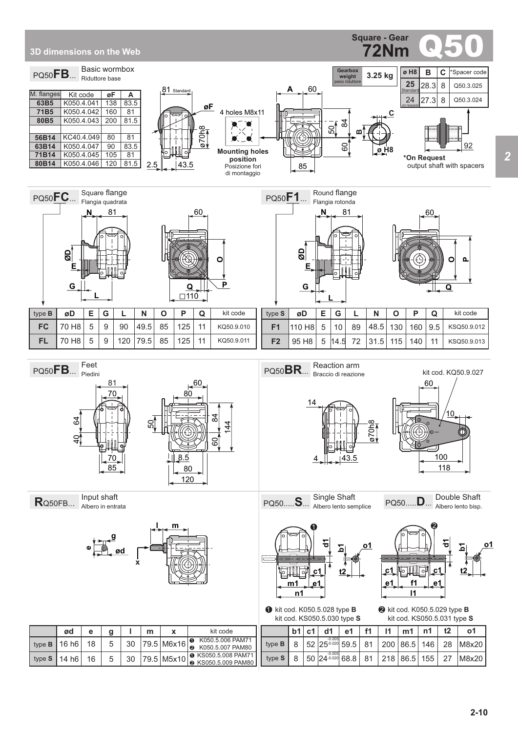# Square - Gear 72Nm Q50

3D dimensions on the Web

## PQ50FB... Basic wormbox
Riduttore base

| M. flanges | Kit code | øF | A |
|---|---|---|---|
| 63B5 | K050.4.041 | 138 | 83.5 |
| 71B5 | K050.4.042 | 160 | 81 |
| 80B5 | K050.4.043 | 200 | 81.5 |
| | | | |
| 56B14 | KC40.4.049 | 80 | 81 |
| 63B14 | K050.4.047 | 90 | 83.5 |
| 71B14 | K050.4.045 | 105 | 81 |
| 80B14 | K050.4.046 | 120 | 81.5 |

81 Standard
øF
ø70h8
2.5
43.5

4 holes M8x11

**Mounting holes position**
Posizione fori di montaggio

A
60
50
84
60
85

| Gearbox weight (peso riduttore) | 3.25 kg |
|---|---|

| ø H8 | B | C | *Spacer code |
|---|---|---|---|
| 25 Standard | 28.3 | 8 | Q50.3.025 |
| 24 on request | 27.3 | 8 | Q50.3.024 |

C
B
ø H8
92

**\*On Request**
output shaft with spacers

## PQ50FC... Square flange
Flangia quadrata

N 81 60
ØD E G L O P Q □110

| type B | øD | E | G | L | N | O | P | Q | kit code |
|---|---|---|---|---|---|---|---|---|---|
| FC | 70 H8 | 5 | 9 | 90 | 49.5 | 85 | 125 | 11 | KQ50.9.010 |
| FL | 70 H8 | 5 | 9 | 120 | 79.5 | 85 | 125 | 11 | KQ50.9.011 |

## PQ50F1... Round flange
Flangia rotonda

N 81 60
ØD E G L O P Q

| type S | øD | E | G | L | N | O | P | Q | kit code |
|---|---|---|---|---|---|---|---|---|---|
| F1 | 110 H8 | 5 | 10 | 89 | 48.5 | 130 | 160 | 9.5 | KSQ50.9.012 |
| F2 | 95 H8 | 5 | 14.5 | 72 | 31.5 | 115 | 140 | 11 | KSQ50.9.013 |

## PQ50FB... Feet
Piedini

81
70
64
40
70
85
60
80
50
84
144
60
8.5
80
120

## PQ50BR... Reaction arm
Braccio di reazione

kit cod. KQ50.9.027

14
ø70h8
4
43.5
60
10
100
118

## RQ50FB... Input shaft
Albero in entrata

e g ød l m x

| | ød | e | g | l | m | x | kit code |
|---|---|---|---|---|---|---|---|
| type B | 16 h6 | 18 | 5 | 30 | 79.5 | M6x16 | ❶ K050.5.006 PAM71 ❷ K050.5.007 PAM80 |
| type S | 14 h6 | 16 | 5 | 30 | 79.5 | M5x10 | ❶ KS050.5.008 PAM71 ❷ KS050.5.009 PAM80 |

## PQ50.....S... Single Shaft
Albero lento semplice

## PQ50.....D... Double Shaft
Albero lento bisp.

d1 b1 o1 c1 t2 m1 e1 n1 f1 l1

❶ kit cod. K050.5.028 type **B**
kit cod. KS050.5.030 type **S**

❷ kit cod. K050.5.029 type **B**
kit cod. KS050.5.031 type **S**

| | b1 | c1 | d1 | e1 | f1 | l1 | m1 | n1 | t2 | o1 |
|---|---|---|---|---|---|---|---|---|---|---|
| type B | 8 | 52 | $25^{-0.005}_{-0.020}$ | 59.5 | 81 | 200 | 86.5 | 146 | 28 | M8x20 |
| type S | 8 | 50 | $24^{-0.005}_{-0.020}$ | 68.8 | 81 | 218 | 86.5 | 155 | 27 | M8x20 |